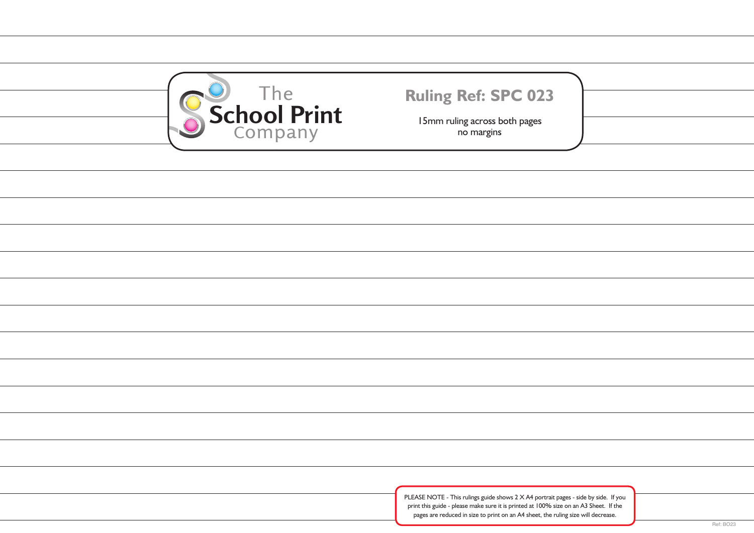The School Print Company

**Ruling Ref: SPC 023**

15mm ruling across both pages
no margins

PLEASE NOTE - This rulings guide shows 2 X A4 portrait pages - side by side. If you print this guide - please make sure it is printed at 100% size on an A3 Sheet. If the pages are reduced in size to print on an A4 sheet, the ruling size will decrease.

Ref: BO23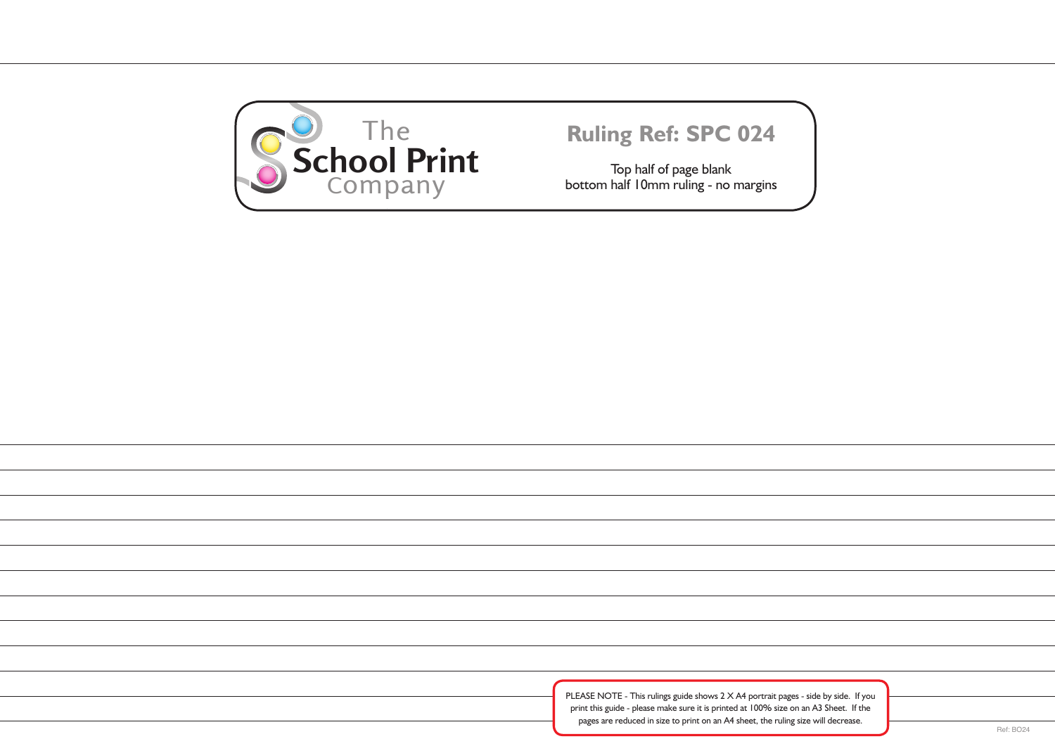The School Print Company

**Ruling Ref: SPC 024**

Top half of page blank
bottom half 10mm ruling - no margins

PLEASE NOTE - This rulings guide shows 2 X A4 portrait pages - side by side. If you print this guide - please make sure it is printed at 100% size on an A3 Sheet. If the pages are reduced in size to print on an A4 sheet, the ruling size will decrease.

Ref: BO24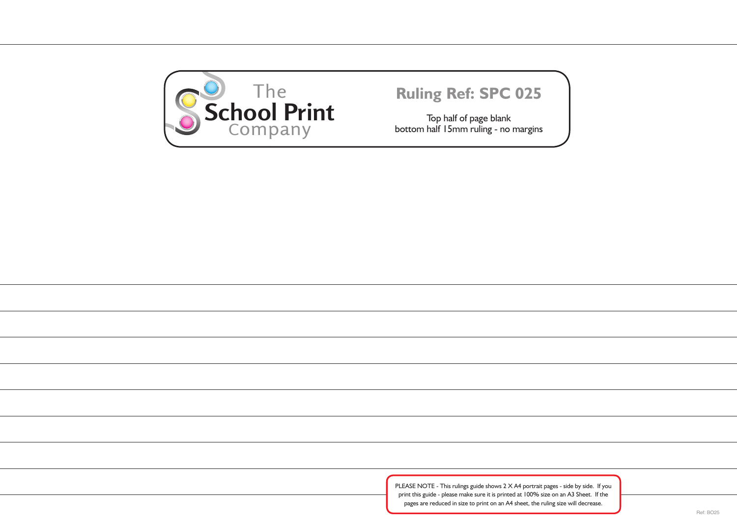The School Print Company

## Ruling Ref: SPC 025

Top half of page blank
bottom half 15mm ruling - no margins

PLEASE NOTE - This rulings guide shows 2 X A4 portrait pages - side by side. If you print this guide - please make sure it is printed at 100% size on an A3 Sheet. If the pages are reduced in size to print on an A4 sheet, the ruling size will decrease.

Ref: BO25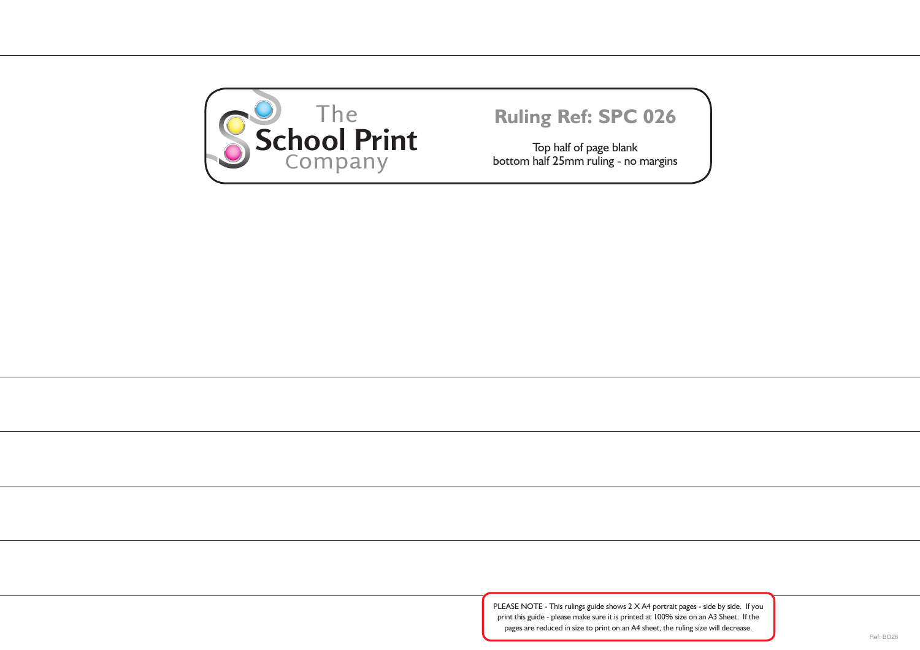The School Print Company

## Ruling Ref: SPC 026

Top half of page blank
bottom half 25mm ruling - no margins

PLEASE NOTE - This rulings guide shows 2 X A4 portrait pages - side by side. If you print this guide - please make sure it is printed at 100% size on an A3 Sheet. If the pages are reduced in size to print on an A4 sheet, the ruling size will decrease.

Ref: BO26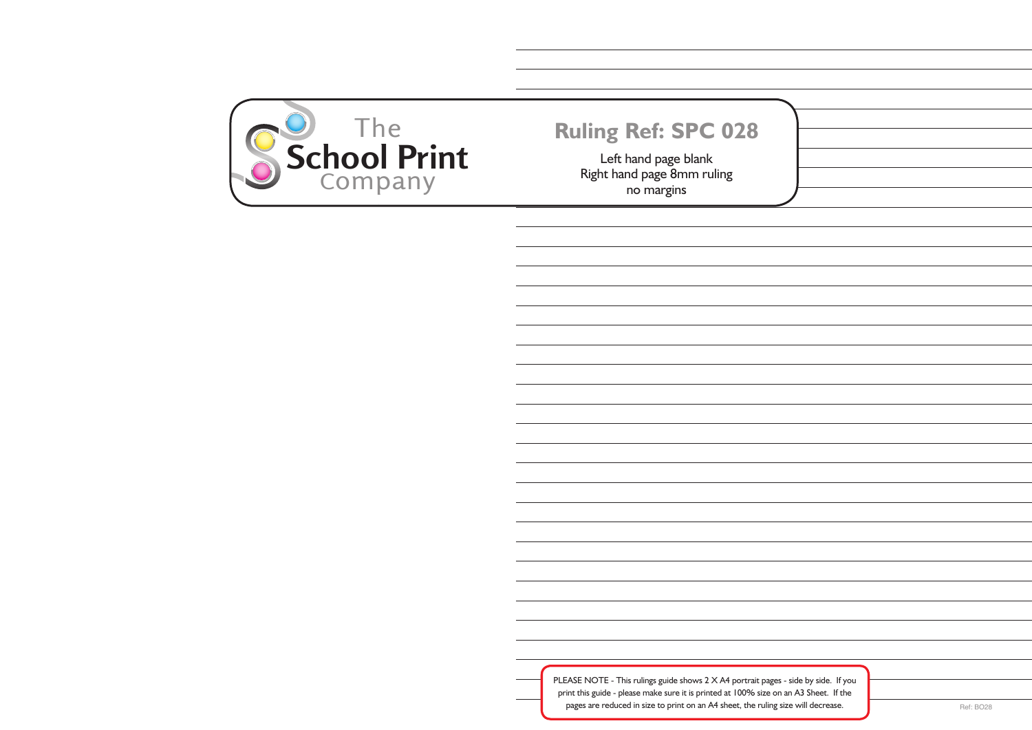The School Print Company

## Ruling Ref: SPC 028

Left hand page blank
Right hand page 8mm ruling
no margins

PLEASE NOTE - This rulings guide shows 2 X A4 portrait pages - side by side. If you print this guide - please make sure it is printed at 100% size on an A3 Sheet. If the pages are reduced in size to print on an A4 sheet, the ruling size will decrease.

Ref: BO28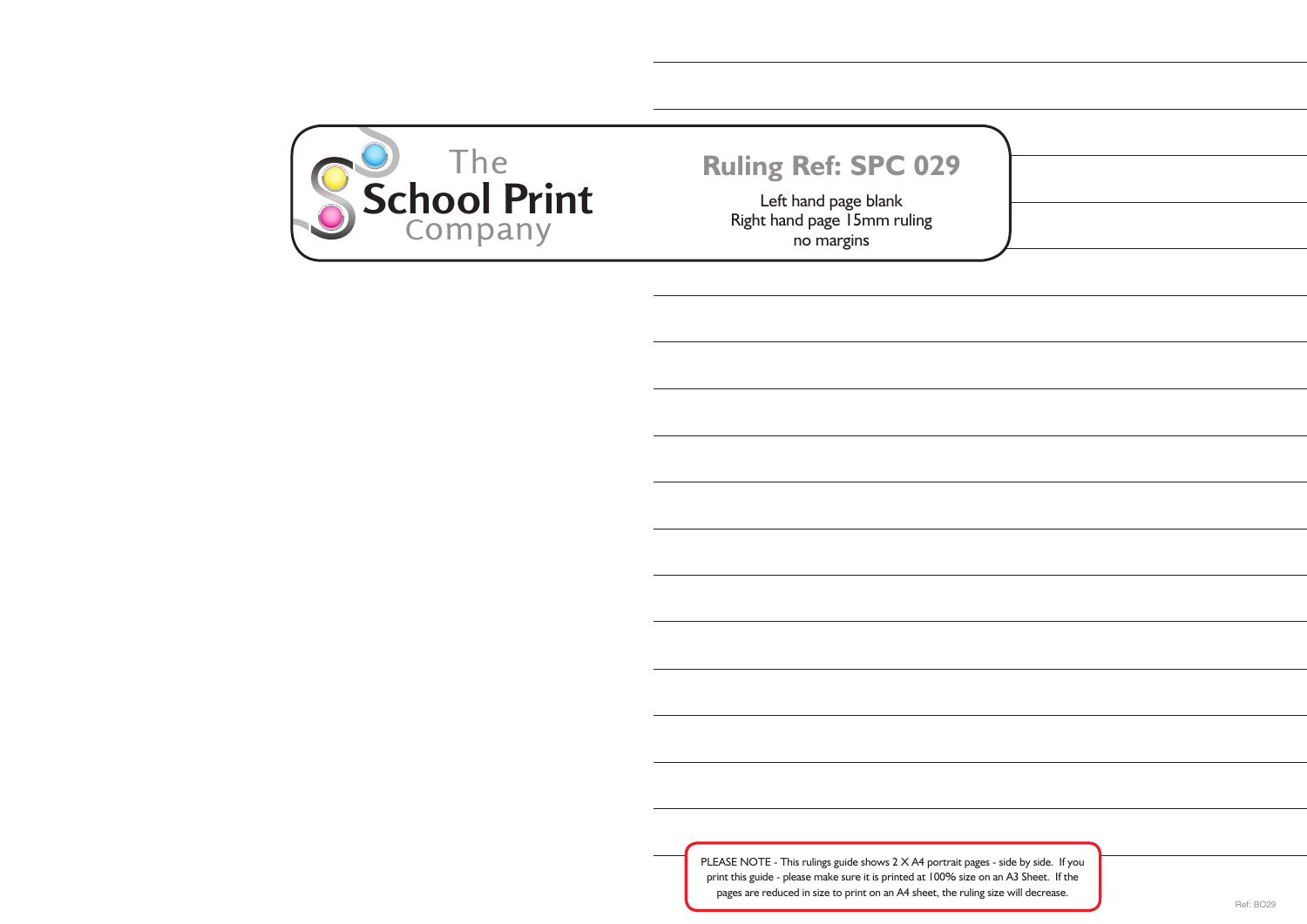The School Print Company

## Ruling Ref: SPC 029

Left hand page blank
Right hand page 15mm ruling
no margins

PLEASE NOTE - This rulings guide shows 2 X A4 portrait pages - side by side. If you print this guide - please make sure it is printed at 100% size on an A3 Sheet. If the pages are reduced in size to print on an A4 sheet, the ruling size will decrease.

Ref: BO29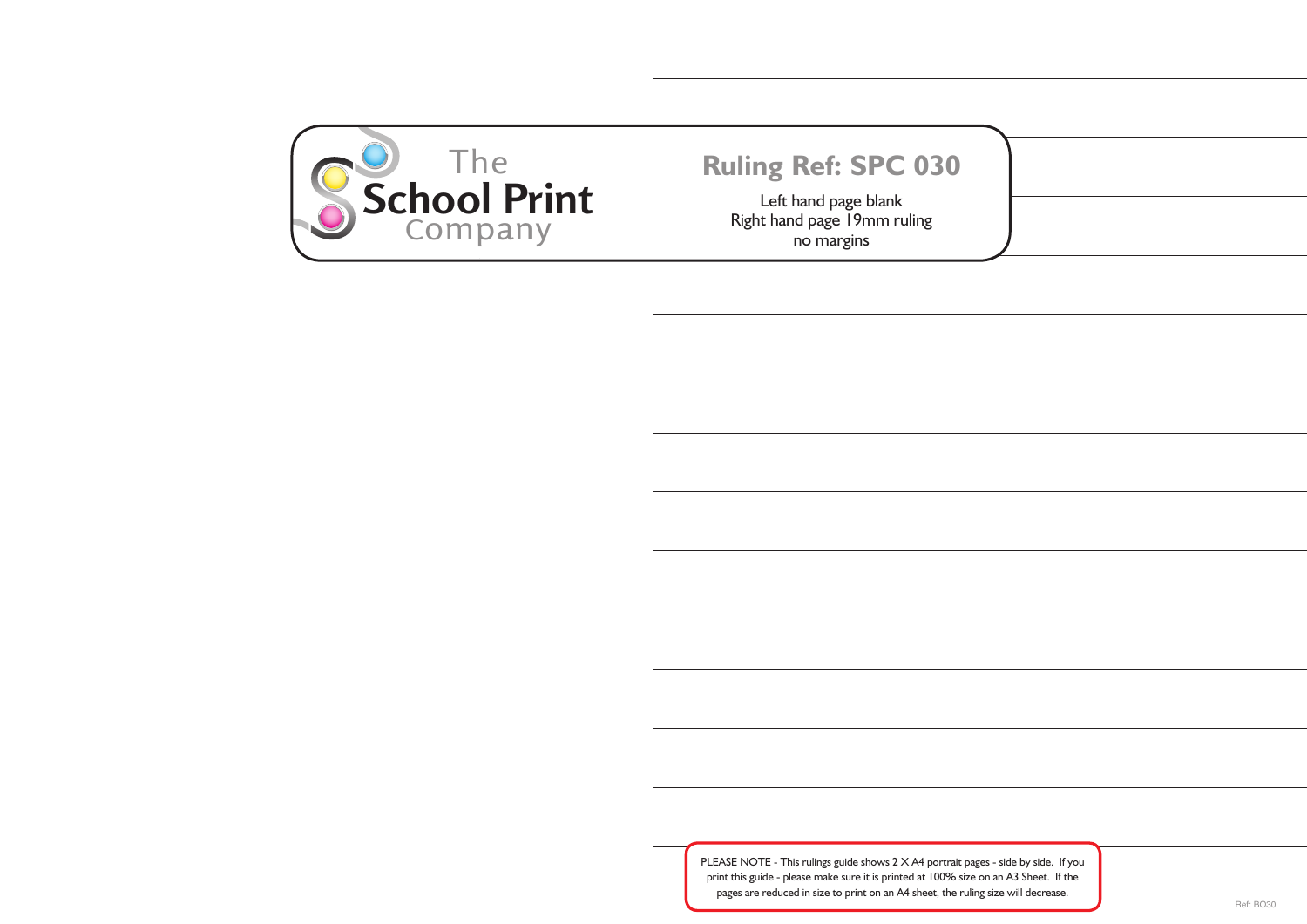The School Print Company

## Ruling Ref: SPC 030

Left hand page blank
Right hand page 19mm ruling
no margins

PLEASE NOTE - This rulings guide shows 2 X A4 portrait pages - side by side. If you print this guide - please make sure it is printed at 100% size on an A3 Sheet. If the pages are reduced in size to print on an A4 sheet, the ruling size will decrease.

Ref: BO30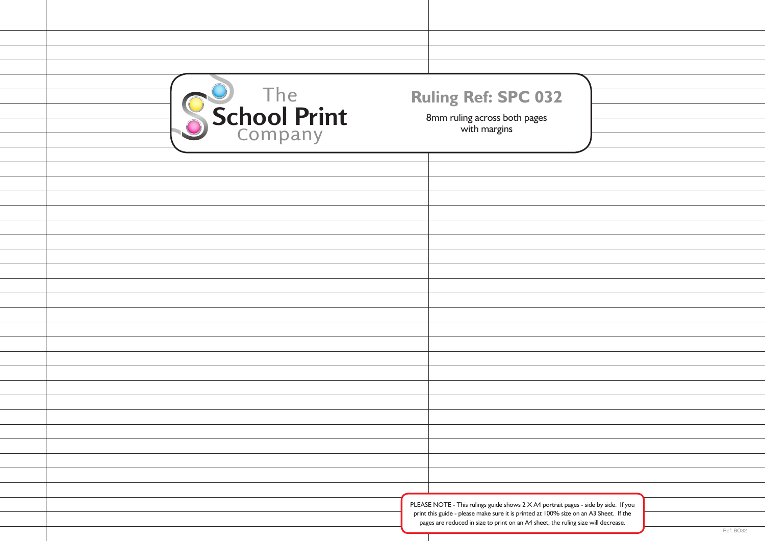The School Print Company

# Ruling Ref: SPC 032

8mm ruling across both pages
with margins

PLEASE NOTE - This rulings guide shows 2 X A4 portrait pages - side by side. If you print this guide - please make sure it is printed at 100% size on an A3 Sheet. If the pages are reduced in size to print on an A4 sheet, the ruling size will decrease.

Ref: BO32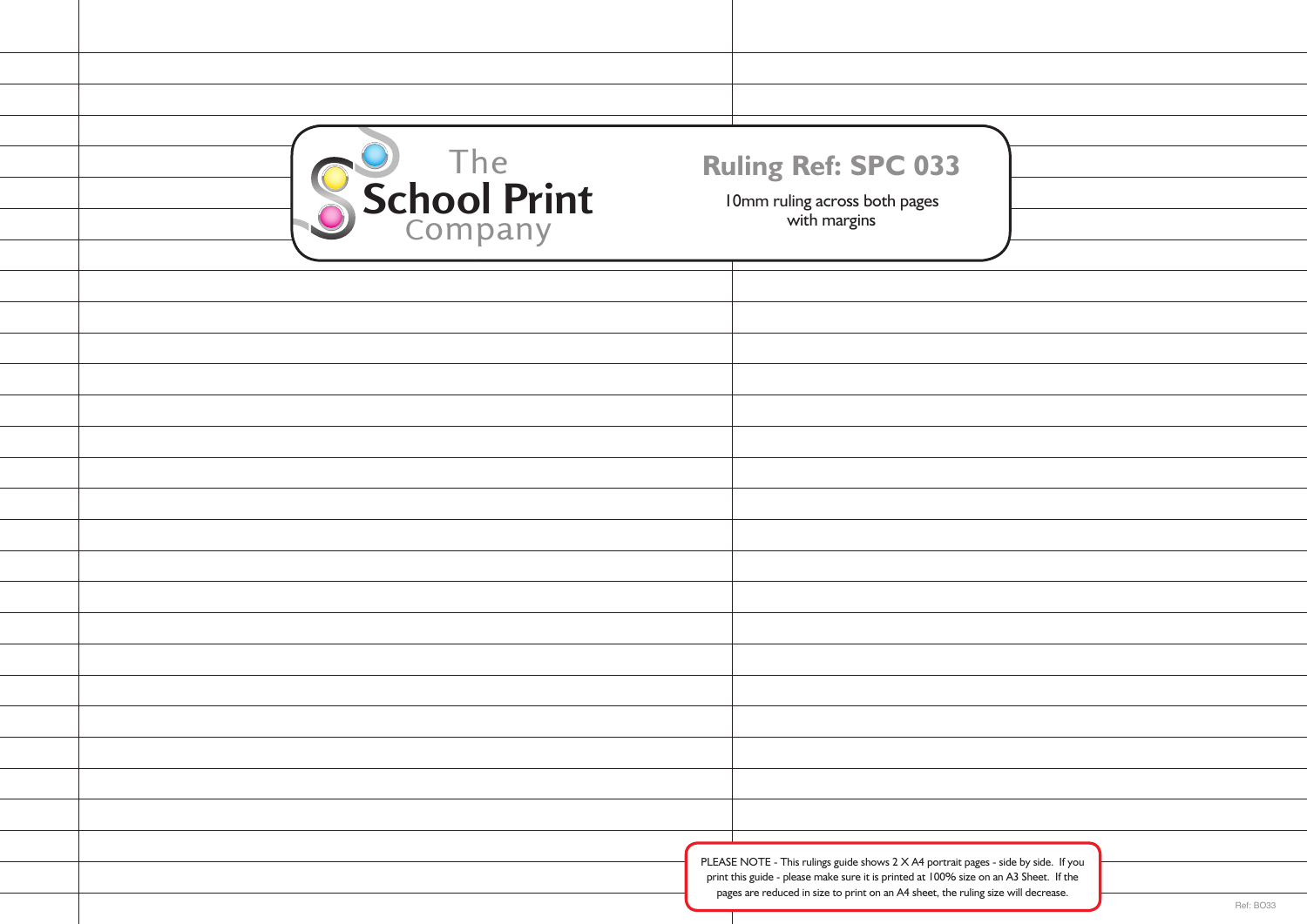The School Print Company

**Ruling Ref: SPC 033**

10mm ruling across both pages with margins

PLEASE NOTE - This rulings guide shows 2 X A4 portrait pages - side by side. If you print this guide - please make sure it is printed at 100% size on an A3 Sheet. If the pages are reduced in size to print on an A4 sheet, the ruling size will decrease.

Ref: BO33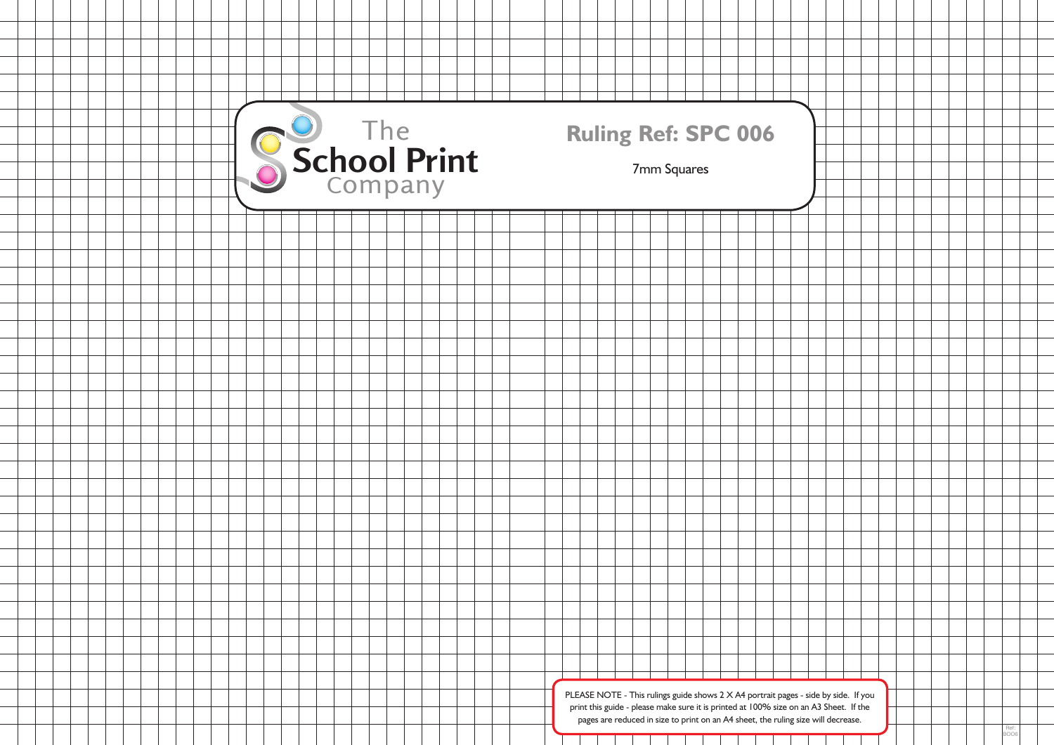The School Print Company

**Ruling Ref: SPC 006**

7mm Squares

PLEASE NOTE - This rulings guide shows 2 X A4 portrait pages - side by side. If you print this guide - please make sure it is printed at 100% size on an A3 Sheet. If the pages are reduced in size to print on an A4 sheet, the ruling size will decrease.

Ref: BO06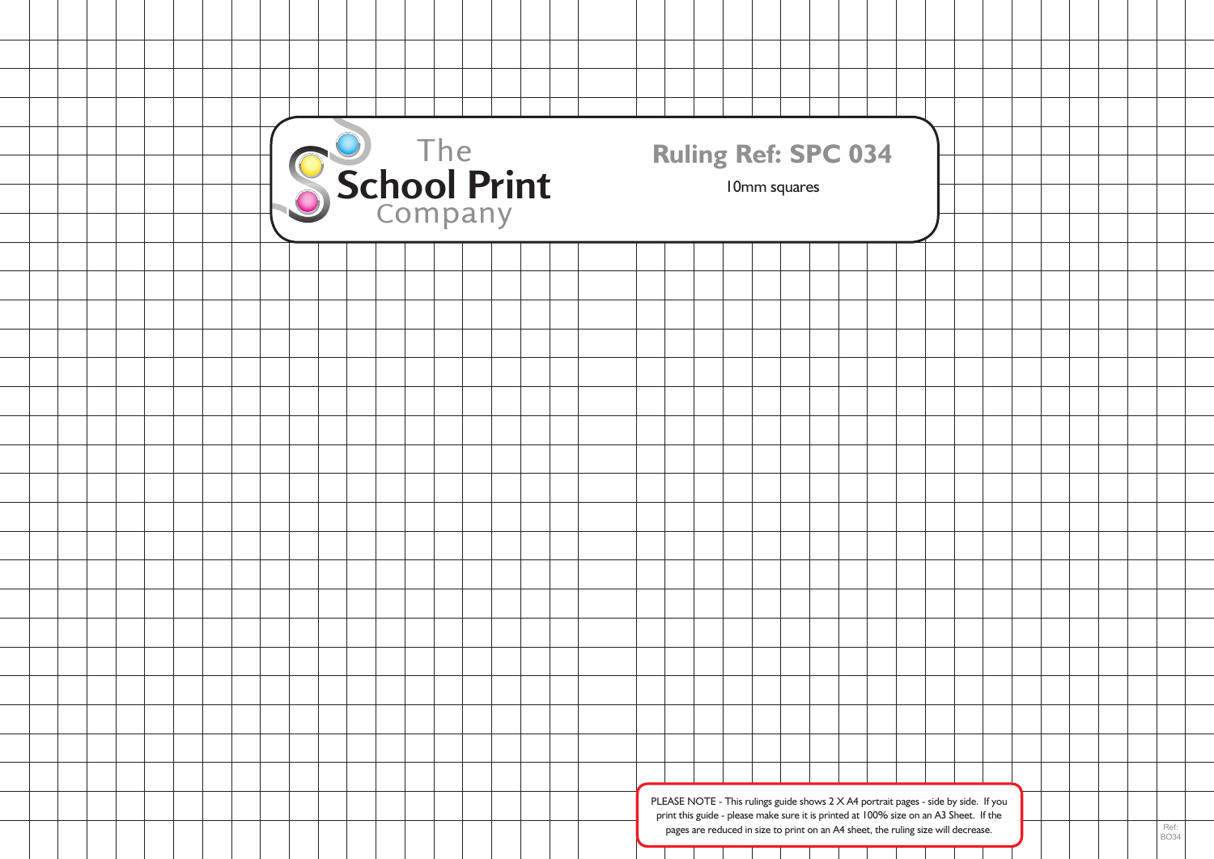The School Print Company

**Ruling Ref: SPC 034**

10mm squares

PLEASE NOTE - This rulings guide shows 2 X A4 portrait pages - side by side. If you print this guide - please make sure it is printed at 100% size on an A3 Sheet. If the pages are reduced in size to print on an A4 sheet, the ruling size will decrease.

Ref: BO34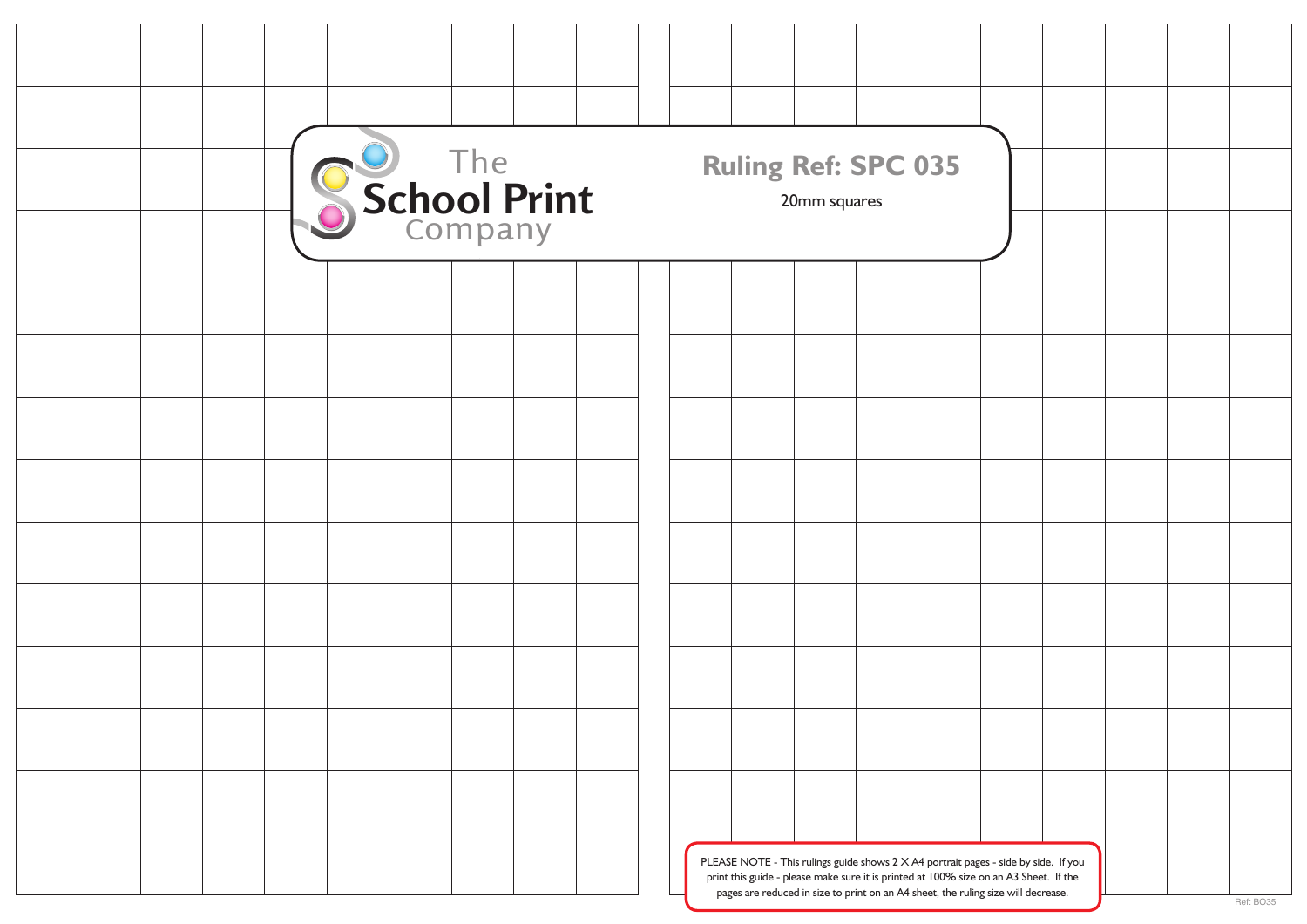The School Print Company

**Ruling Ref: SPC 035**

20mm squares

PLEASE NOTE - This rulings guide shows 2 X A4 portrait pages - side by side. If you print this guide - please make sure it is printed at 100% size on an A3 Sheet. If the pages are reduced in size to print on an A4 sheet, the ruling size will decrease.

Ref: BO35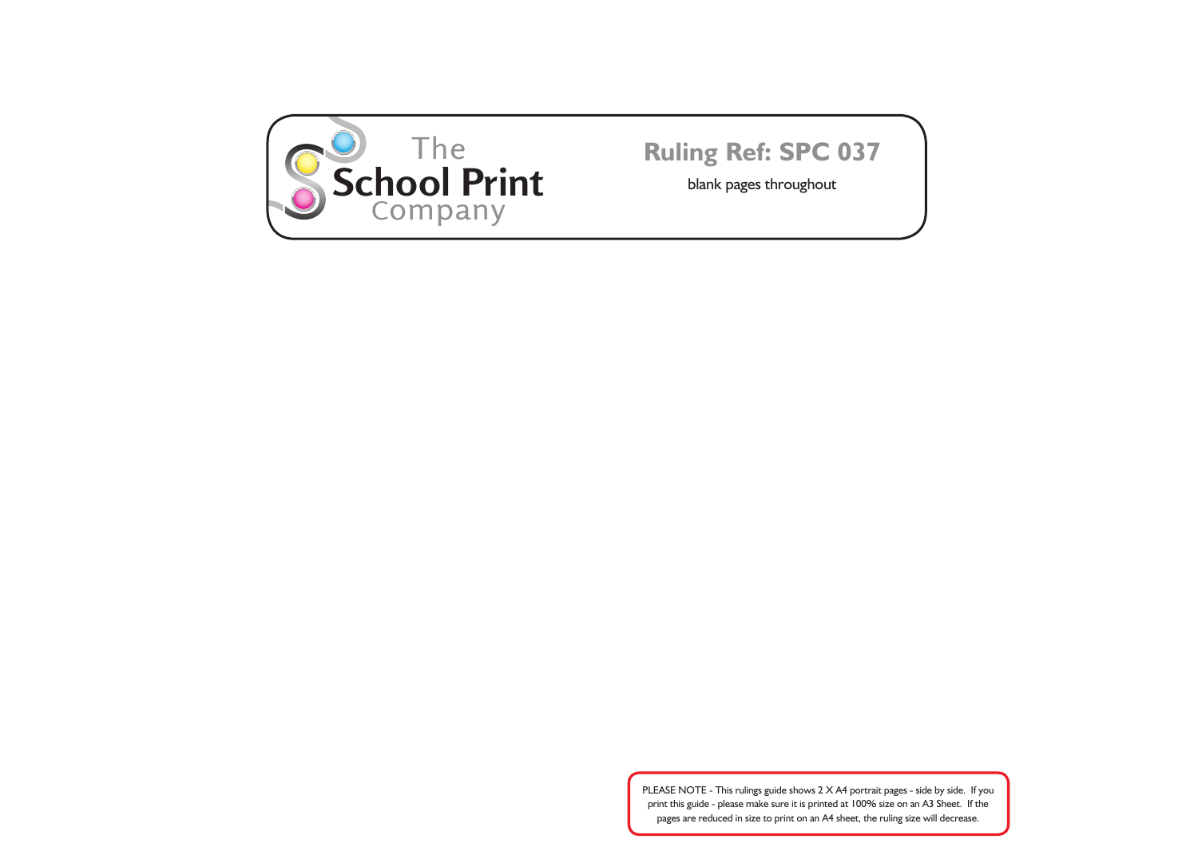The School Print Company

## Ruling Ref: SPC 037

blank pages throughout

PLEASE NOTE - This rulings guide shows 2 X A4 portrait pages - side by side. If you print this guide - please make sure it is printed at 100% size on an A3 Sheet. If the pages are reduced in size to print on an A4 sheet, the ruling size will decrease.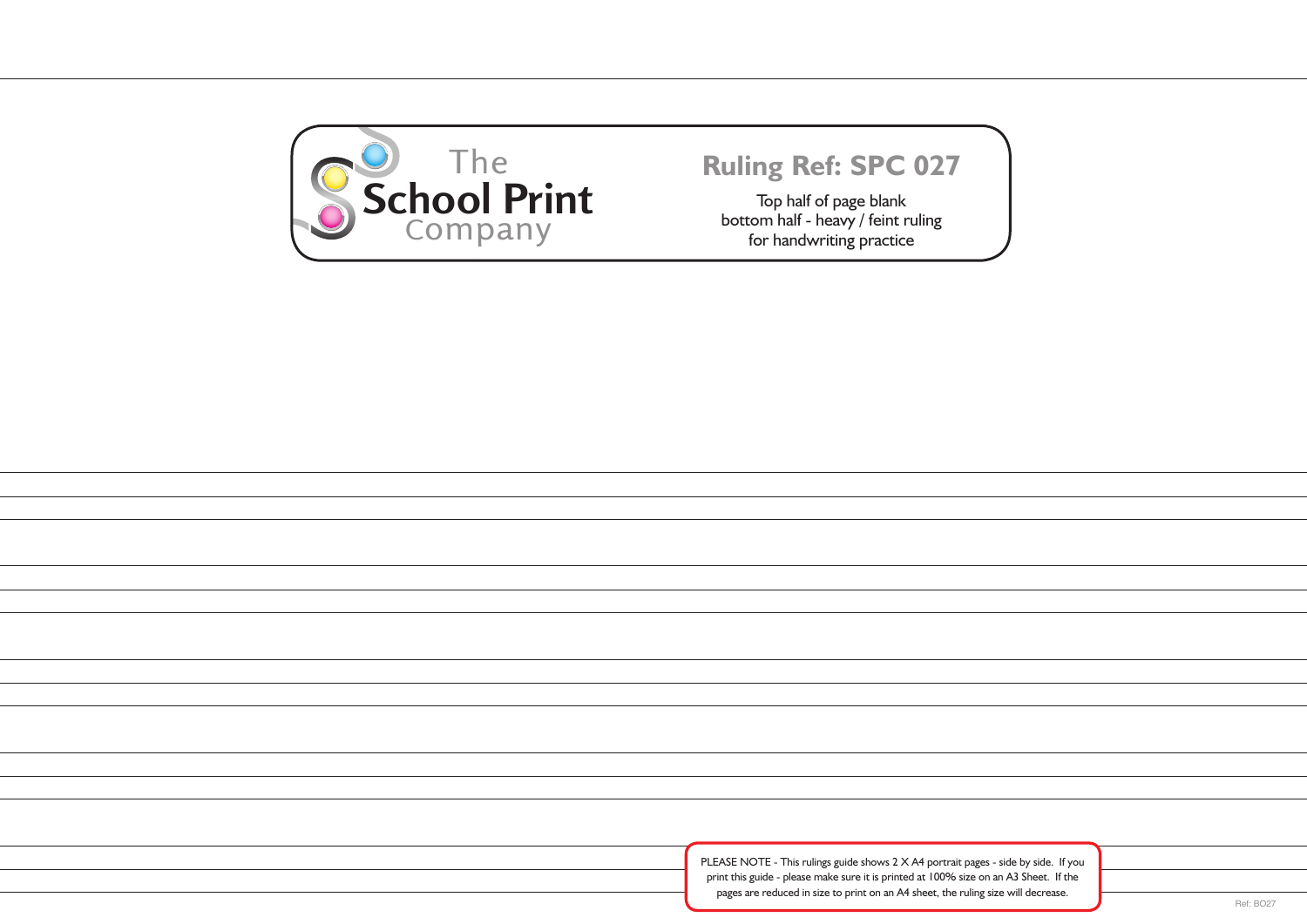The
**School Print**
Company

## Ruling Ref: SPC 027

Top half of page blank
bottom half - heavy / feint ruling
for handwriting practice

PLEASE NOTE - This rulings guide shows 2 X A4 portrait pages - side by side. If you print this guide - please make sure it is printed at 100% size on an A3 Sheet. If the pages are reduced in size to print on an A4 sheet, the ruling size will decrease.

Ref: BO27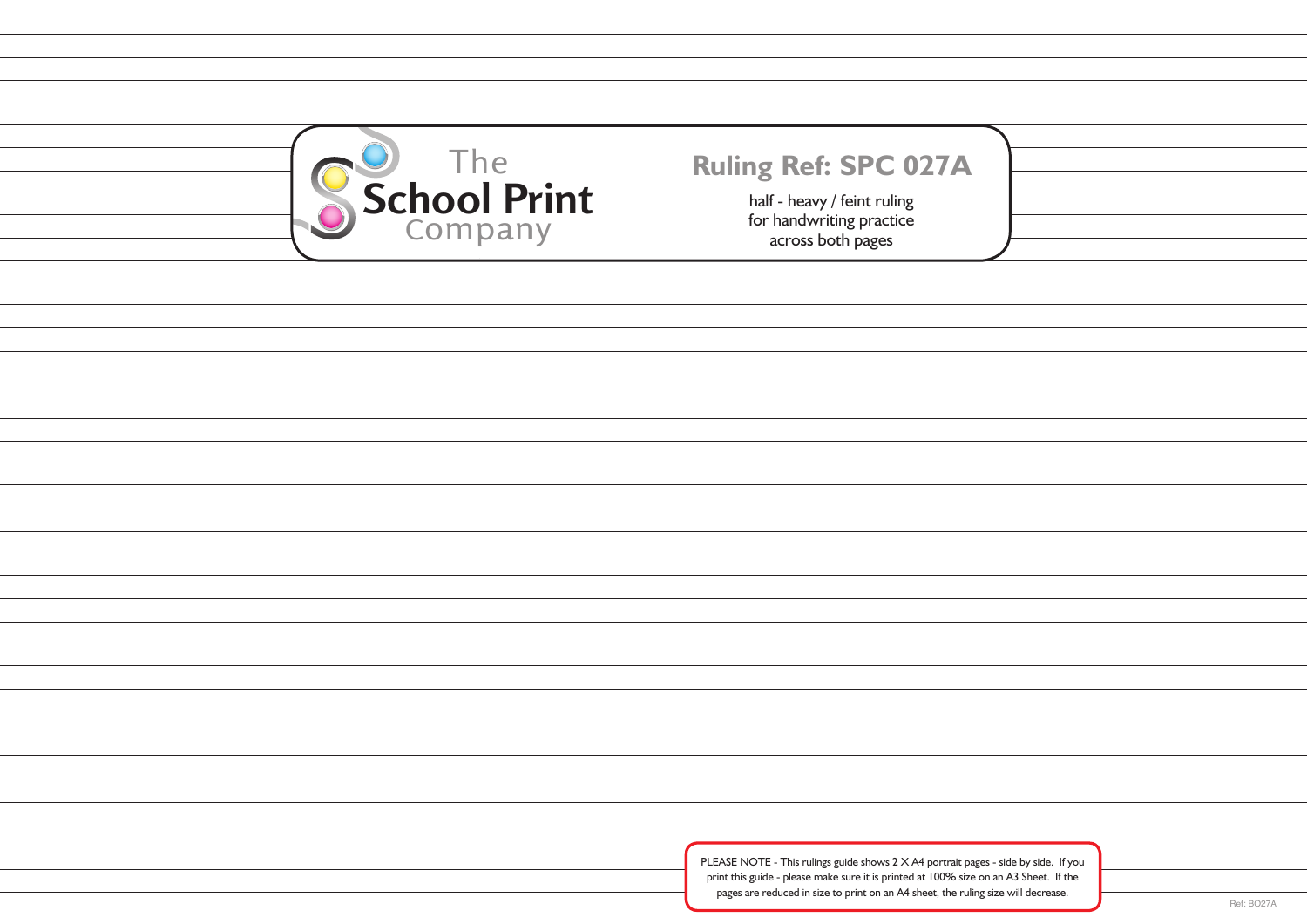The School Print Company

**Ruling Ref: SPC 027A**

half - heavy / feint ruling
for handwriting practice
across both pages

PLEASE NOTE - This rulings guide shows 2 X A4 portrait pages - side by side. If you print this guide - please make sure it is printed at 100% size on an A3 Sheet. If the pages are reduced in size to print on an A4 sheet, the ruling size will decrease.

Ref: BO27A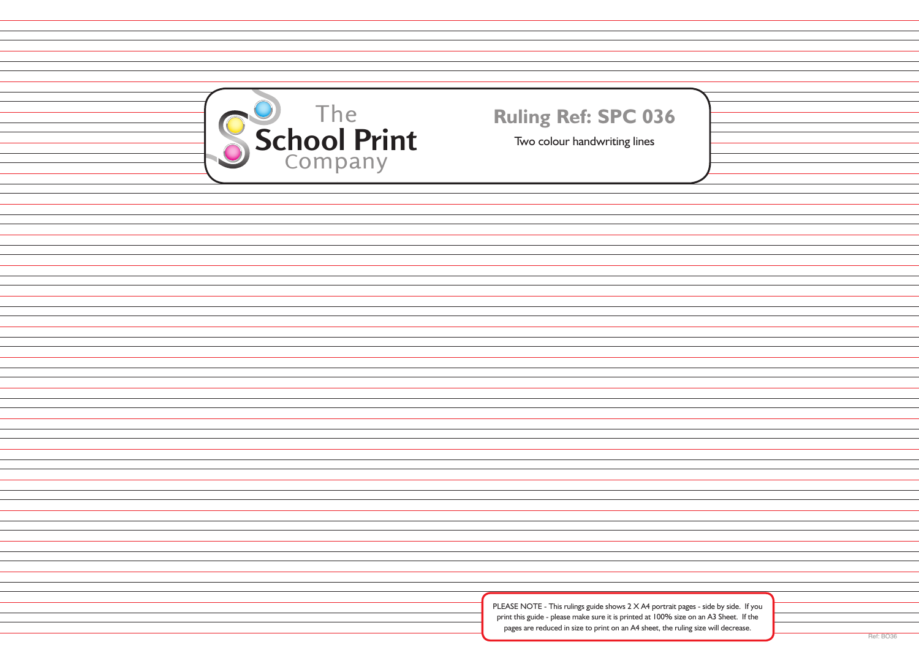The School Print Company

**Ruling Ref: SPC 036**

Two colour handwriting lines

PLEASE NOTE - This rulings guide shows 2 X A4 portrait pages - side by side. If you print this guide - please make sure it is printed at 100% size on an A3 Sheet. If the pages are reduced in size to print on an A4 sheet, the ruling size will decrease.

Ref: BO36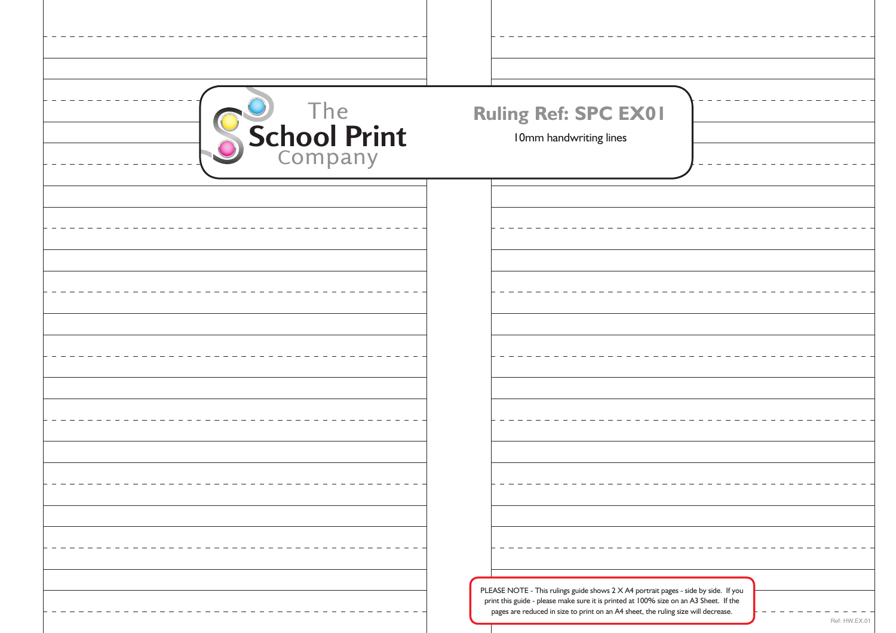The School Print Company

**Ruling Ref: SPC EX01**

10mm handwriting lines

PLEASE NOTE - This rulings guide shows 2 X A4 portrait pages - side by side. If you print this guide - please make sure it is printed at 100% size on an A3 Sheet. If the pages are reduced in size to print on an A4 sheet, the ruling size will decrease.

Ref: HW.EX.01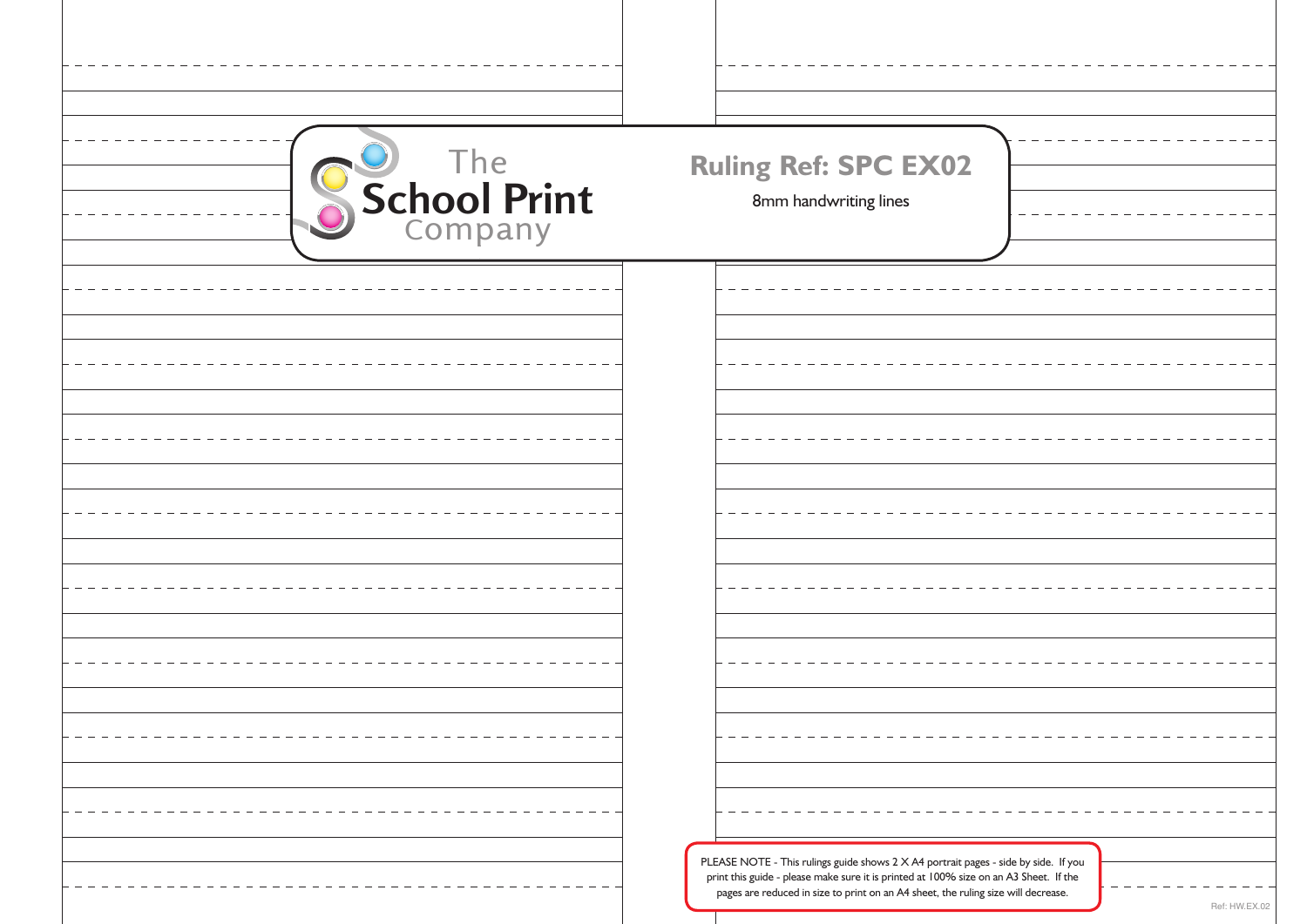The School Print Company

**Ruling Ref: SPC EX02**

8mm handwriting lines

PLEASE NOTE - This rulings guide shows 2 X A4 portrait pages - side by side. If you print this guide - please make sure it is printed at 100% size on an A3 Sheet. If the pages are reduced in size to print on an A4 sheet, the ruling size will decrease.

Ref: HW.EX.02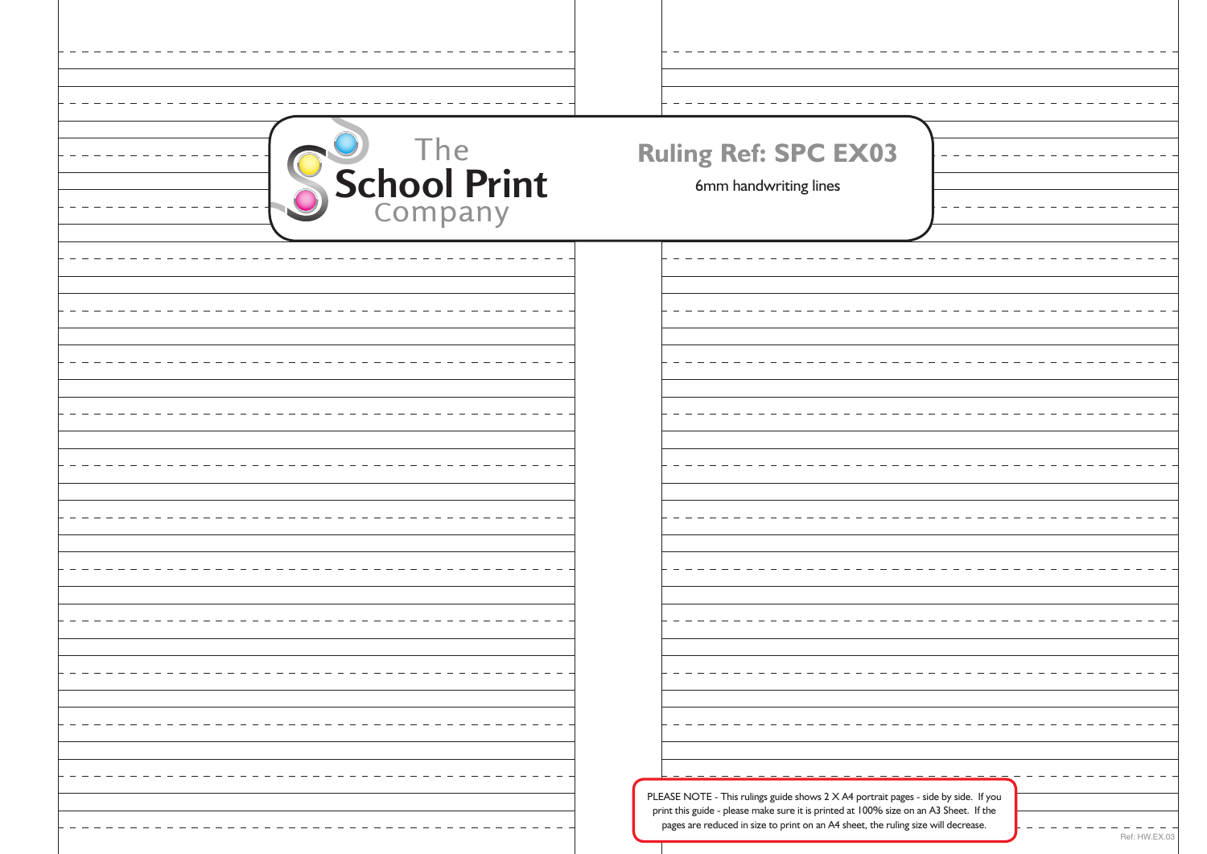The School Print Company

**Ruling Ref: SPC EX03**

6mm handwriting lines

PLEASE NOTE - This rulings guide shows 2 X A4 portrait pages - side by side. If you print this guide - please make sure it is printed at 100% size on an A3 Sheet. If the pages are reduced in size to print on an A4 sheet, the ruling size will decrease.

Ref: HW.EX.03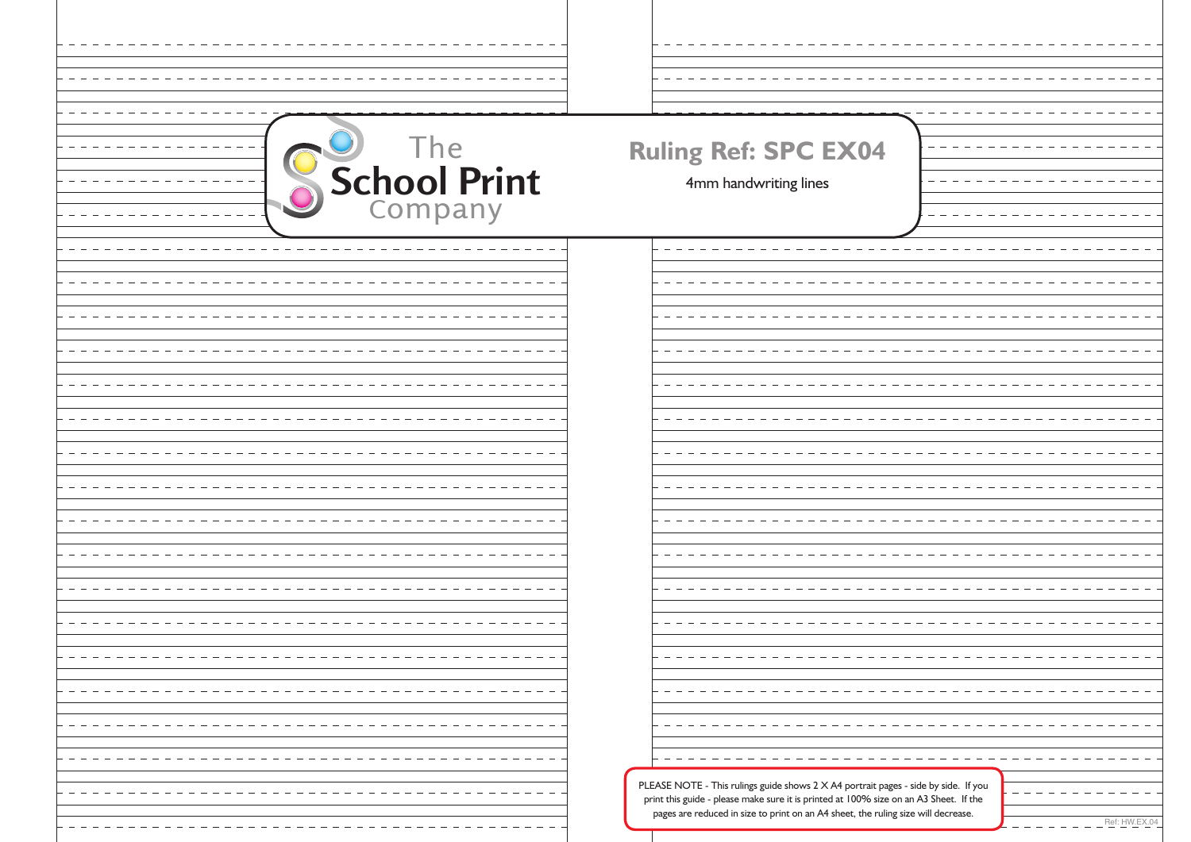The School Print Company

## Ruling Ref: SPC EX04

4mm handwriting lines

PLEASE NOTE - This rulings guide shows 2 X A4 portrait pages - side by side. If you print this guide - please make sure it is printed at 100% size on an A3 Sheet. If the pages are reduced in size to print on an A4 sheet, the ruling size will decrease.

Ref: HW.EX.04